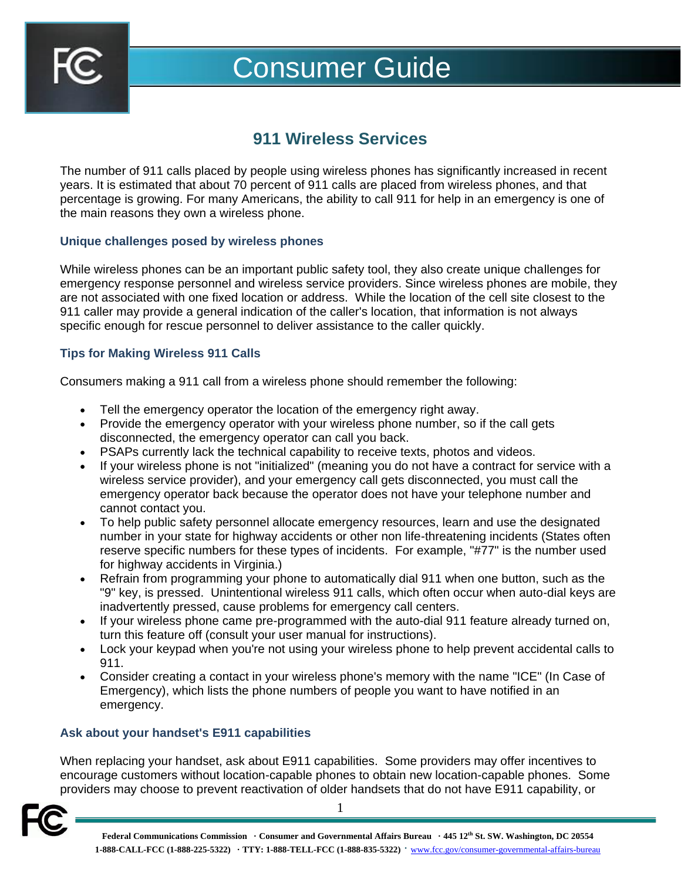# Consumer Guide

## 911 Wireless Services

The number of 911 calls placed by people using wireless phones has significantly increased in recent years. It is estimated that about 70 percent of 911 calls are placed from wireless phones, and that percentage is growing. For many Americans, the ability to call 911 for help in an emergency is one of the main reasons they own a wireless phone.

### Unique challenges posed by wireless phones

While wireless phones can be an important public safety tool, they also create unique challenges for emergency response personnel and wireless service providers. Since wireless phones are mobile, they are not associated with one fixed location or address. While the location of the cell site closest to the 911 caller may provide a general indication of the caller's location, that information is not always specific enough for rescue personnel to deliver assistance to the caller quickly.

### Tips for Making Wireless 911 Calls

Consumers making a 911 call from a wireless phone should remember the following:

- Tell the emergency operator the location of the emergency right away.
- Provide the emergency operator with your wireless phone number, so if the call gets disconnected, the emergency operator can call you back.
- PSAPs currently lack the technical capability to receive texts, photos and videos.
- If your wireless phone is not "initialized" (meaning you do not have a contract for service with a wireless service provider), and your emergency call gets disconnected, you must call the emergency operator back because the operator does not have your telephone number and cannot contact you.
- To help public safety personnel allocate emergency resources, learn and use the designated number in your state for highway accidents or other non life-threatening incidents (States often reserve specific numbers for these types of incidents. For example, "#77" is the number used for highway accidents in Virginia.)
- Refrain from programming your phone to automatically dial 911 when one button, such as the "9" key, is pressed. Unintentional wireless 911 calls, which often occur when auto-dial keys are inadvertently pressed, cause problems for emergency call centers.
- If your wireless phone came pre-programmed with the auto-dial 911 feature already turned on, turn this feature off (consult your user manual for instructions).
- Lock your keypad when you're not using your wireless phone to help prevent accidental calls to 911.
- Consider creating a contact in your wireless phone's memory with the name "ICE" (In Case of Emergency), which lists the phone numbers of people you want to have notified in an emergency.

### Ask about your handset's E911 capabilities

When replacing your handset, ask about E911 capabilities. Some providers may offer incentives to encourage customers without location-capable phones to obtain new location-capable phones. Some providers may choose to prevent reactivation of older handsets that do not have E911 capability, or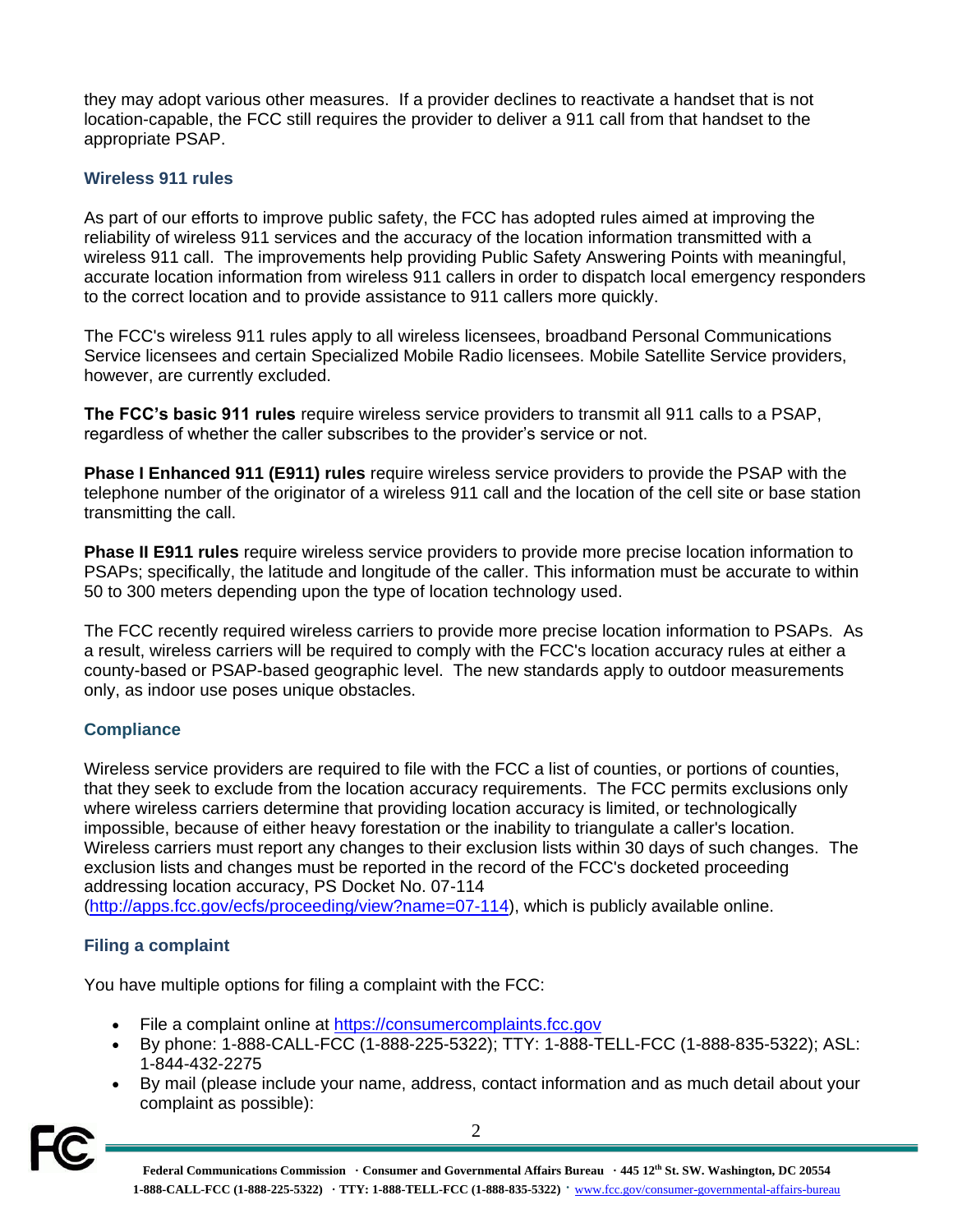they may adopt various other measures. If a provider declines to reactivate a handset that is not location-capable, the FCC still requires the provider to deliver a 911 call from that handset to the appropriate PSAP.

### Wireless 911 rules

As part of our efforts to improve public safety, the FCC has adopted rules aimed at improving the reliability of wireless 911 services and the accuracy of the location information transmitted with a wireless 911 call. The improvements help providing Public Safety Answering Points with meaningful, accurate location information from wireless 911 callers in order to dispatch local emergency responders to the correct location and to provide assistance to 911 callers more quickly.

The FCC's wireless 911 rules apply to all wireless licensees, broadband Personal Communications Service licensees and certain Specialized Mobile Radio licensees. Mobile Satellite Service providers, however, are currently excluded.

**The FCC's basic 911 rules** require wireless service providers to transmit all 911 calls to a PSAP, regardless of whether the caller subscribes to the provider's service or not.

**Phase I Enhanced 911 (E911) rules** require wireless service providers to provide the PSAP with the telephone number of the originator of a wireless 911 call and the location of the cell site or base station transmitting the call.

**Phase II E911 rules** require wireless service providers to provide more precise location information to PSAPs; specifically, the latitude and longitude of the caller. This information must be accurate to within 50 to 300 meters depending upon the type of location technology used.

The FCC recently required wireless carriers to provide more precise location information to PSAPs. As a result, wireless carriers will be required to comply with the FCC's location accuracy rules at either a county-based or PSAP-based geographic level. The new standards apply to outdoor measurements only, as indoor use poses unique obstacles.

### Compliance

Wireless service providers are required to file with the FCC a list of counties, or portions of counties, that they seek to exclude from the location accuracy requirements. The FCC permits exclusions only where wireless carriers determine that providing location accuracy is limited, or technologically impossible, because of either heavy forestation or the inability to triangulate a caller's location. Wireless carriers must report any changes to their exclusion lists within 30 days of such changes. The exclusion lists and changes must be reported in the record of the FCC's docketed proceeding addressing location accuracy, PS Docket No. 07-114 (http://apps.fcc.gov/ecfs/proceeding/view?name=07-114), which is publicly available online.

### Filing a complaint

You have multiple options for filing a complaint with the FCC:

- File a complaint online at https://consumercomplaints.fcc.gov
- By phone: 1-888-CALL-FCC (1-888-225-5322); TTY: 1-888-TELL-FCC (1-888-835-5322); ASL: 1-844-432-2275
- By mail (please include your name, address, contact information and as much detail about your complaint as possible):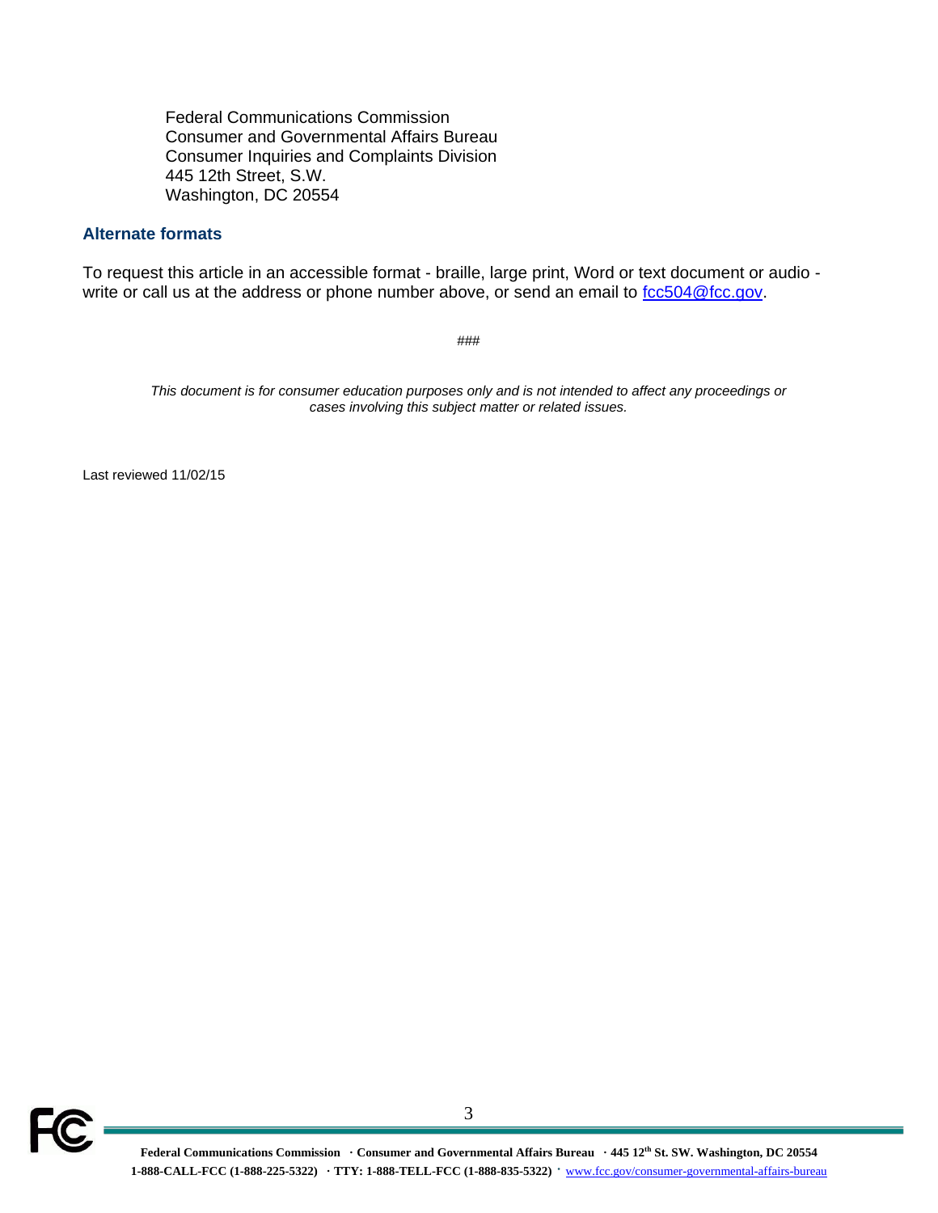Federal Communications Commission
Consumer and Governmental Affairs Bureau
Consumer Inquiries and Complaints Division
445 12th Street, S.W.
Washington, DC 20554

## Alternate formats

To request this article in an accessible format - braille, large print, Word or text document or audio - write or call us at the address or phone number above, or send an email to fcc504@fcc.gov.

###

*This document is for consumer education purposes only and is not intended to affect any proceedings or cases involving this subject matter or related issues.*

Last reviewed 11/02/15